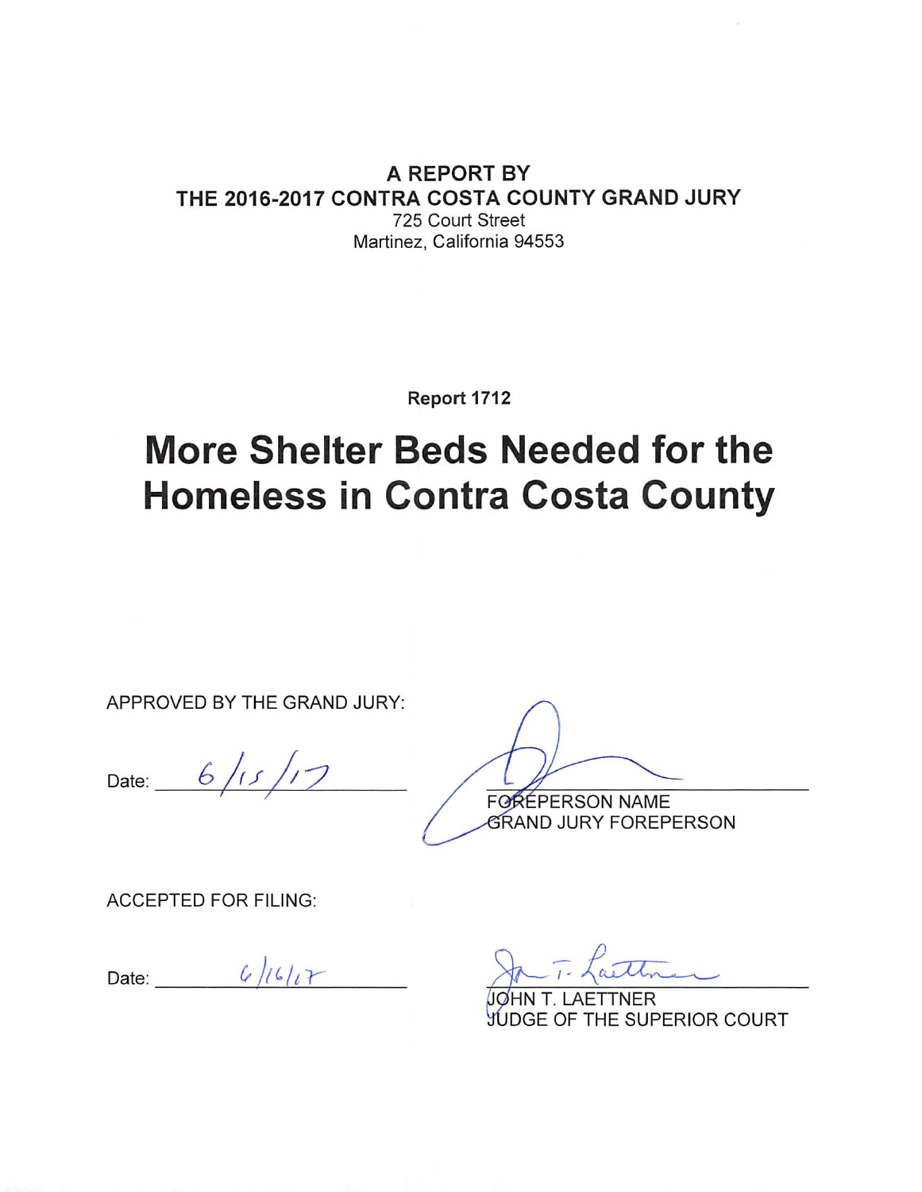**A REPORT BY**
**THE 2016-2017 CONTRA COSTA COUNTY GRAND JURY**
725 Court Street
Martinez, California 94553

**Report 1712**

# More Shelter Beds Needed for the Homeless in Contra Costa County

APPROVED BY THE GRAND JURY:

Date: 6/15/17

FOREPERSON NAME
GRAND JURY FOREPERSON

ACCEPTED FOR FILING:

Date: 6/16/17

JOHN T. LAETTNER
JUDGE OF THE SUPERIOR COURT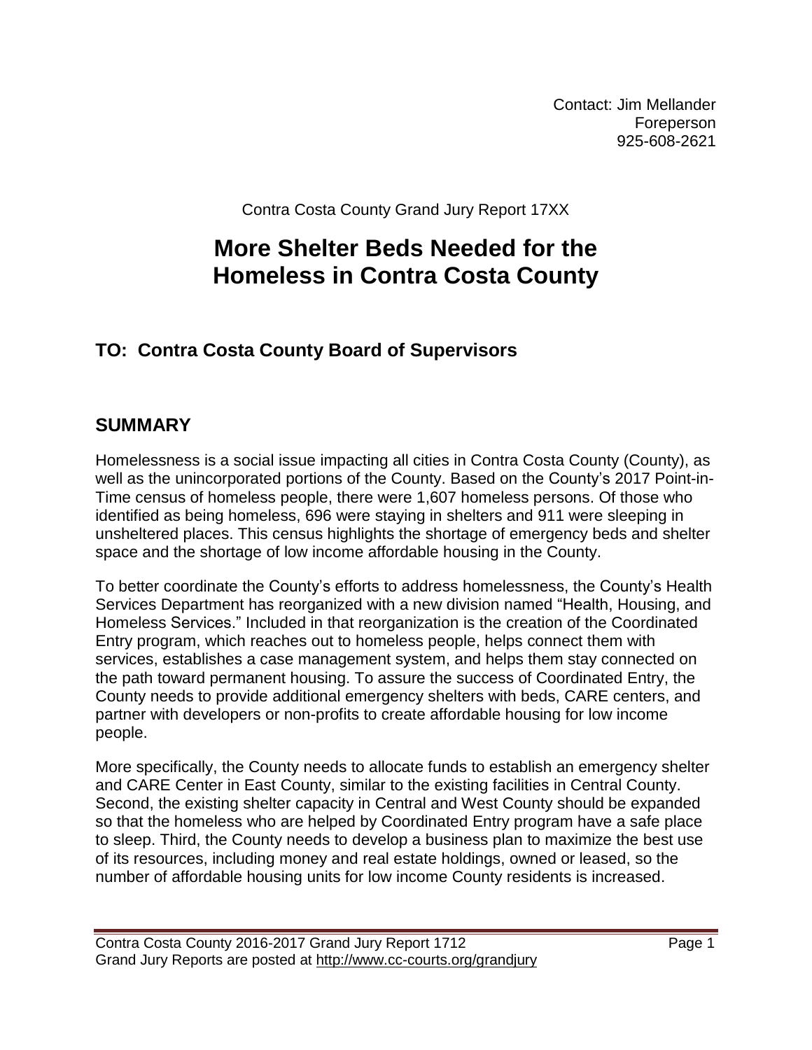Contact: Jim Mellander
Foreperson
925-608-2621

Contra Costa County Grand Jury Report 17XX

# More Shelter Beds Needed for the Homeless in Contra Costa County

## TO: Contra Costa County Board of Supervisors

## SUMMARY

Homelessness is a social issue impacting all cities in Contra Costa County (County), as well as the unincorporated portions of the County. Based on the County's 2017 Point-in-Time census of homeless people, there were 1,607 homeless persons. Of those who identified as being homeless, 696 were staying in shelters and 911 were sleeping in unsheltered places. This census highlights the shortage of emergency beds and shelter space and the shortage of low income affordable housing in the County.

To better coordinate the County's efforts to address homelessness, the County's Health Services Department has reorganized with a new division named "Health, Housing, and Homeless Services." Included in that reorganization is the creation of the Coordinated Entry program, which reaches out to homeless people, helps connect them with services, establishes a case management system, and helps them stay connected on the path toward permanent housing. To assure the success of Coordinated Entry, the County needs to provide additional emergency shelters with beds, CARE centers, and partner with developers or non-profits to create affordable housing for low income people.

More specifically, the County needs to allocate funds to establish an emergency shelter and CARE Center in East County, similar to the existing facilities in Central County. Second, the existing shelter capacity in Central and West County should be expanded so that the homeless who are helped by Coordinated Entry program have a safe place to sleep. Third, the County needs to develop a business plan to maximize the best use of its resources, including money and real estate holdings, owned or leased, so the number of affordable housing units for low income County residents is increased.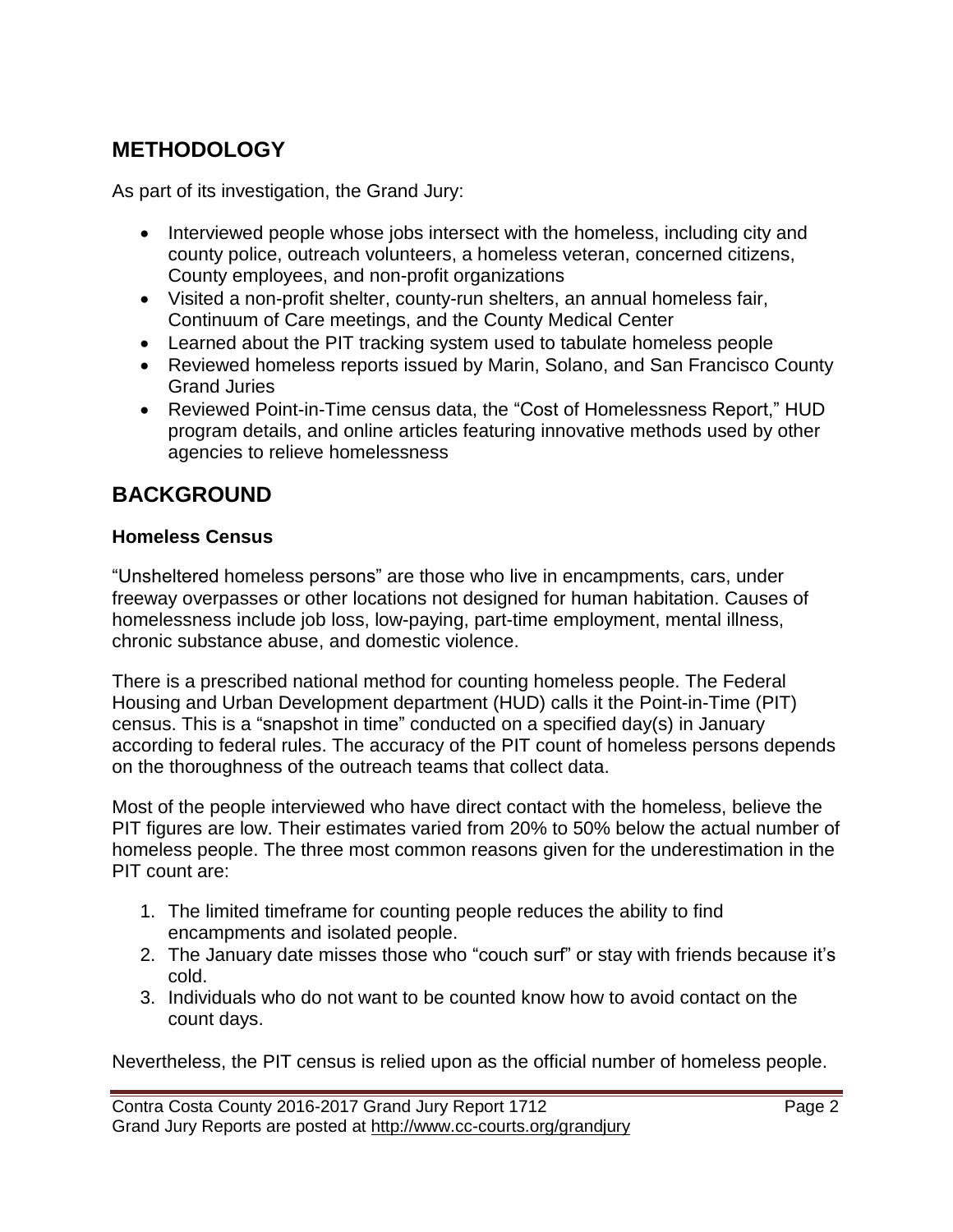## METHODOLOGY

As part of its investigation, the Grand Jury:

- Interviewed people whose jobs intersect with the homeless, including city and county police, outreach volunteers, a homeless veteran, concerned citizens, County employees, and non-profit organizations
- Visited a non-profit shelter, county-run shelters, an annual homeless fair, Continuum of Care meetings, and the County Medical Center
- Learned about the PIT tracking system used to tabulate homeless people
- Reviewed homeless reports issued by Marin, Solano, and San Francisco County Grand Juries
- Reviewed Point-in-Time census data, the "Cost of Homelessness Report," HUD program details, and online articles featuring innovative methods used by other agencies to relieve homelessness

## BACKGROUND

### Homeless Census

"Unsheltered homeless persons" are those who live in encampments, cars, under freeway overpasses or other locations not designed for human habitation. Causes of homelessness include job loss, low-paying, part-time employment, mental illness, chronic substance abuse, and domestic violence.

There is a prescribed national method for counting homeless people. The Federal Housing and Urban Development department (HUD) calls it the Point-in-Time (PIT) census. This is a "snapshot in time" conducted on a specified day(s) in January according to federal rules. The accuracy of the PIT count of homeless persons depends on the thoroughness of the outreach teams that collect data.

Most of the people interviewed who have direct contact with the homeless, believe the PIT figures are low. Their estimates varied from 20% to 50% below the actual number of homeless people. The three most common reasons given for the underestimation in the PIT count are:

1. The limited timeframe for counting people reduces the ability to find encampments and isolated people.
2. The January date misses those who "couch surf" or stay with friends because it's cold.
3. Individuals who do not want to be counted know how to avoid contact on the count days.

Nevertheless, the PIT census is relied upon as the official number of homeless people.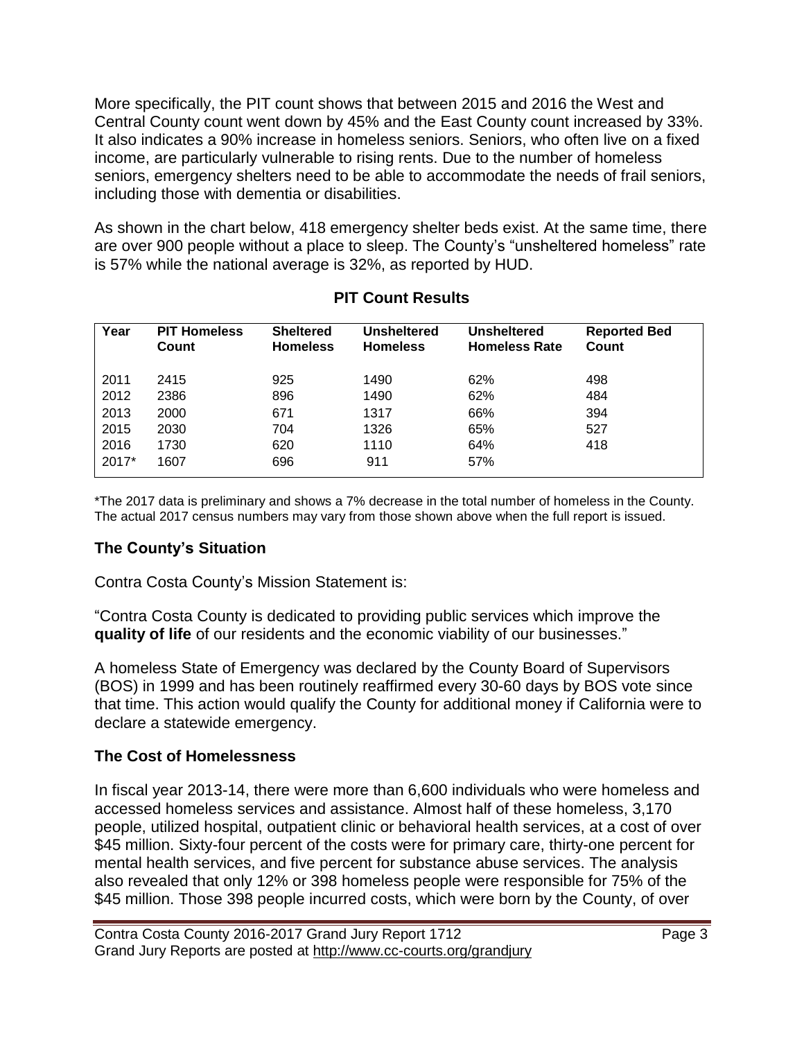More specifically, the PIT count shows that between 2015 and 2016 the West and Central County count went down by 45% and the East County count increased by 33%. It also indicates a 90% increase in homeless seniors. Seniors, who often live on a fixed income, are particularly vulnerable to rising rents. Due to the number of homeless seniors, emergency shelters need to be able to accommodate the needs of frail seniors, including those with dementia or disabilities.

As shown in the chart below, 418 emergency shelter beds exist. At the same time, there are over 900 people without a place to sleep. The County's "unsheltered homeless" rate is 57% while the national average is 32%, as reported by HUD.

**PIT Count Results**

| Year | PIT Homeless Count | Sheltered Homeless | Unsheltered Homeless | Unsheltered Homeless Rate | Reported Bed Count |
|---|---|---|---|---|---|
| 2011 | 2415 | 925 | 1490 | 62% | 498 |
| 2012 | 2386 | 896 | 1490 | 62% | 484 |
| 2013 | 2000 | 671 | 1317 | 66% | 394 |
| 2015 | 2030 | 704 | 1326 | 65% | 527 |
| 2016 | 1730 | 620 | 1110 | 64% | 418 |
| 2017* | 1607 | 696 | 911 | 57% | |

*The 2017 data is preliminary and shows a 7% decrease in the total number of homeless in the County. The actual 2017 census numbers may vary from those shown above when the full report is issued.

## The County's Situation

Contra Costa County's Mission Statement is:

"Contra Costa County is dedicated to providing public services which improve the **quality of life** of our residents and the economic viability of our businesses."

A homeless State of Emergency was declared by the County Board of Supervisors (BOS) in 1999 and has been routinely reaffirmed every 30-60 days by BOS vote since that time. This action would qualify the County for additional money if California were to declare a statewide emergency.

## The Cost of Homelessness

In fiscal year 2013-14, there were more than 6,600 individuals who were homeless and accessed homeless services and assistance. Almost half of these homeless, 3,170 people, utilized hospital, outpatient clinic or behavioral health services, at a cost of over \$45 million. Sixty-four percent of the costs were for primary care, thirty-one percent for mental health services, and five percent for substance abuse services. The analysis also revealed that only 12% or 398 homeless people were responsible for 75% of the \$45 million. Those 398 people incurred costs, which were born by the County, of over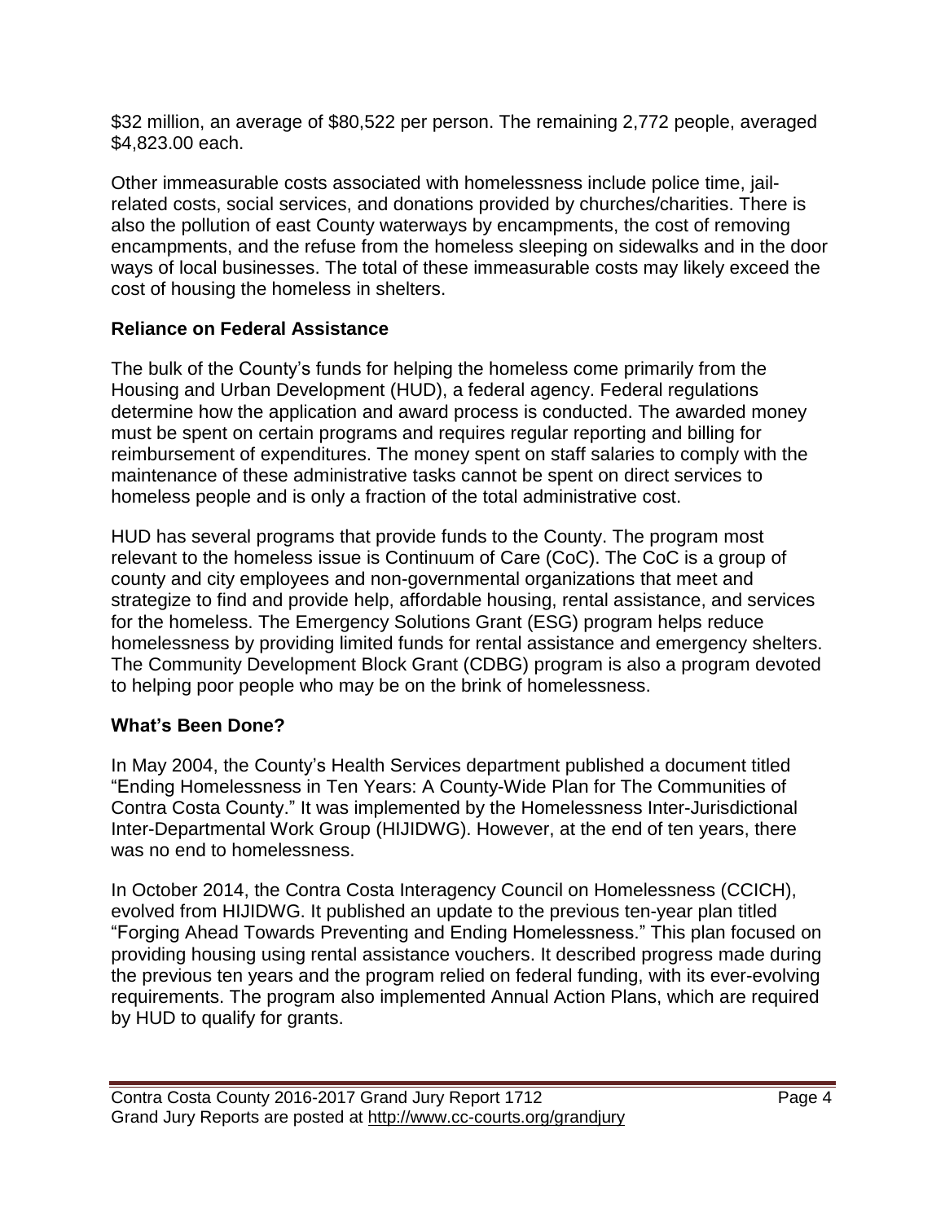$32 million, an average of $80,522 per person. The remaining 2,772 people, averaged $4,823.00 each.

Other immeasurable costs associated with homelessness include police time, jail-related costs, social services, and donations provided by churches/charities. There is also the pollution of east County waterways by encampments, the cost of removing encampments, and the refuse from the homeless sleeping on sidewalks and in the door ways of local businesses. The total of these immeasurable costs may likely exceed the cost of housing the homeless in shelters.

## Reliance on Federal Assistance

The bulk of the County's funds for helping the homeless come primarily from the Housing and Urban Development (HUD), a federal agency. Federal regulations determine how the application and award process is conducted. The awarded money must be spent on certain programs and requires regular reporting and billing for reimbursement of expenditures. The money spent on staff salaries to comply with the maintenance of these administrative tasks cannot be spent on direct services to homeless people and is only a fraction of the total administrative cost.

HUD has several programs that provide funds to the County. The program most relevant to the homeless issue is Continuum of Care (CoC). The CoC is a group of county and city employees and non-governmental organizations that meet and strategize to find and provide help, affordable housing, rental assistance, and services for the homeless. The Emergency Solutions Grant (ESG) program helps reduce homelessness by providing limited funds for rental assistance and emergency shelters. The Community Development Block Grant (CDBG) program is also a program devoted to helping poor people who may be on the brink of homelessness.

## What's Been Done?

In May 2004, the County's Health Services department published a document titled "Ending Homelessness in Ten Years: A County-Wide Plan for The Communities of Contra Costa County." It was implemented by the Homelessness Inter-Jurisdictional Inter-Departmental Work Group (HIJIDWG). However, at the end of ten years, there was no end to homelessness.

In October 2014, the Contra Costa Interagency Council on Homelessness (CCICH), evolved from HIJIDWG. It published an update to the previous ten-year plan titled "Forging Ahead Towards Preventing and Ending Homelessness." This plan focused on providing housing using rental assistance vouchers. It described progress made during the previous ten years and the program relied on federal funding, with its ever-evolving requirements. The program also implemented Annual Action Plans, which are required by HUD to qualify for grants.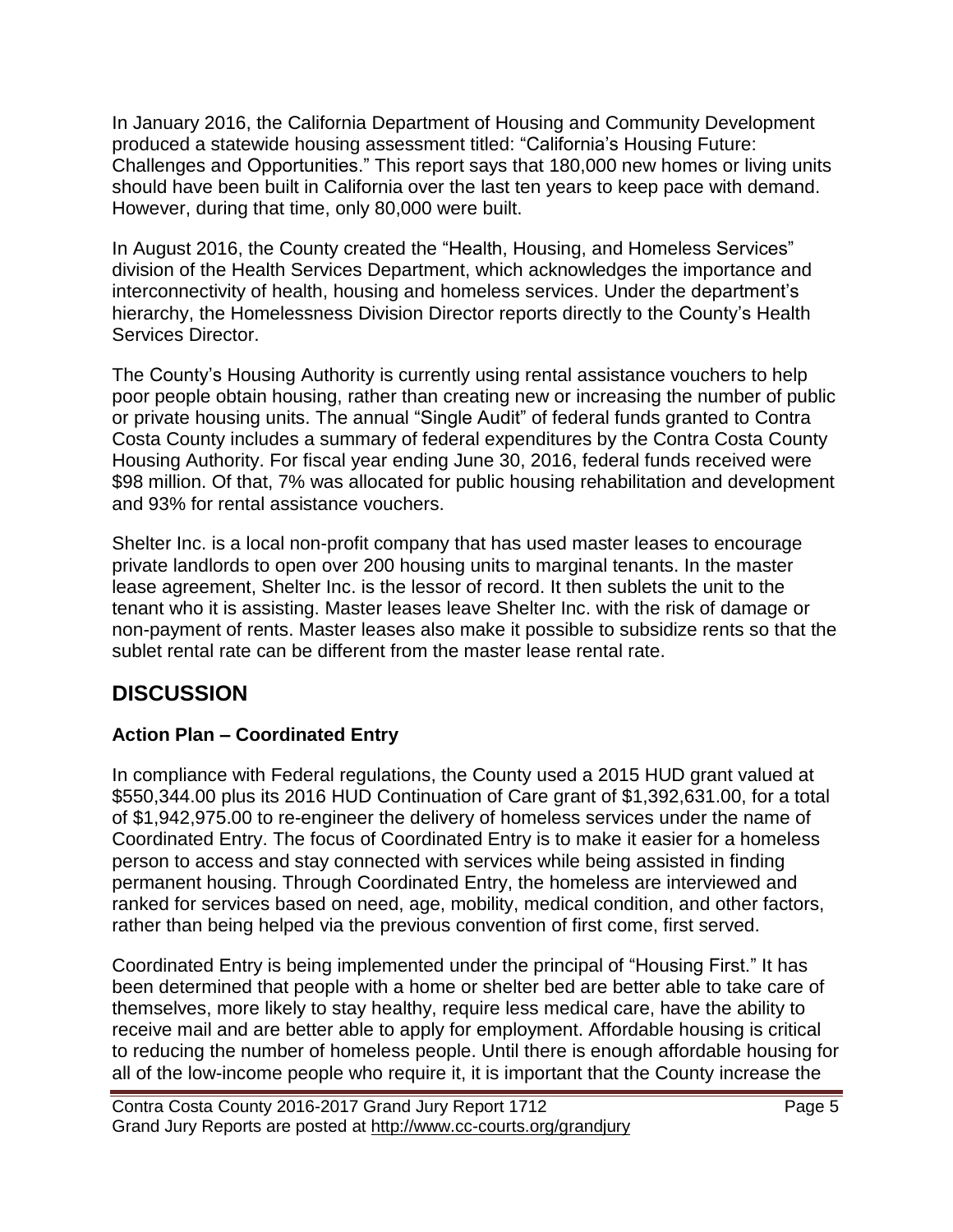In January 2016, the California Department of Housing and Community Development produced a statewide housing assessment titled: "California's Housing Future: Challenges and Opportunities." This report says that 180,000 new homes or living units should have been built in California over the last ten years to keep pace with demand. However, during that time, only 80,000 were built.

In August 2016, the County created the "Health, Housing, and Homeless Services" division of the Health Services Department, which acknowledges the importance and interconnectivity of health, housing and homeless services. Under the department's hierarchy, the Homelessness Division Director reports directly to the County's Health Services Director.

The County's Housing Authority is currently using rental assistance vouchers to help poor people obtain housing, rather than creating new or increasing the number of public or private housing units. The annual "Single Audit" of federal funds granted to Contra Costa County includes a summary of federal expenditures by the Contra Costa County Housing Authority. For fiscal year ending June 30, 2016, federal funds received were $98 million. Of that, 7% was allocated for public housing rehabilitation and development and 93% for rental assistance vouchers.

Shelter Inc. is a local non-profit company that has used master leases to encourage private landlords to open over 200 housing units to marginal tenants. In the master lease agreement, Shelter Inc. is the lessor of record. It then sublets the unit to the tenant who it is assisting. Master leases leave Shelter Inc. with the risk of damage or non-payment of rents. Master leases also make it possible to subsidize rents so that the sublet rental rate can be different from the master lease rental rate.

## DISCUSSION

### Action Plan – Coordinated Entry

In compliance with Federal regulations, the County used a 2015 HUD grant valued at $550,344.00 plus its 2016 HUD Continuation of Care grant of $1,392,631.00, for a total of $1,942,975.00 to re-engineer the delivery of homeless services under the name of Coordinated Entry. The focus of Coordinated Entry is to make it easier for a homeless person to access and stay connected with services while being assisted in finding permanent housing. Through Coordinated Entry, the homeless are interviewed and ranked for services based on need, age, mobility, medical condition, and other factors, rather than being helped via the previous convention of first come, first served.

Coordinated Entry is being implemented under the principal of "Housing First." It has been determined that people with a home or shelter bed are better able to take care of themselves, more likely to stay healthy, require less medical care, have the ability to receive mail and are better able to apply for employment. Affordable housing is critical to reducing the number of homeless people. Until there is enough affordable housing for all of the low-income people who require it, it is important that the County increase the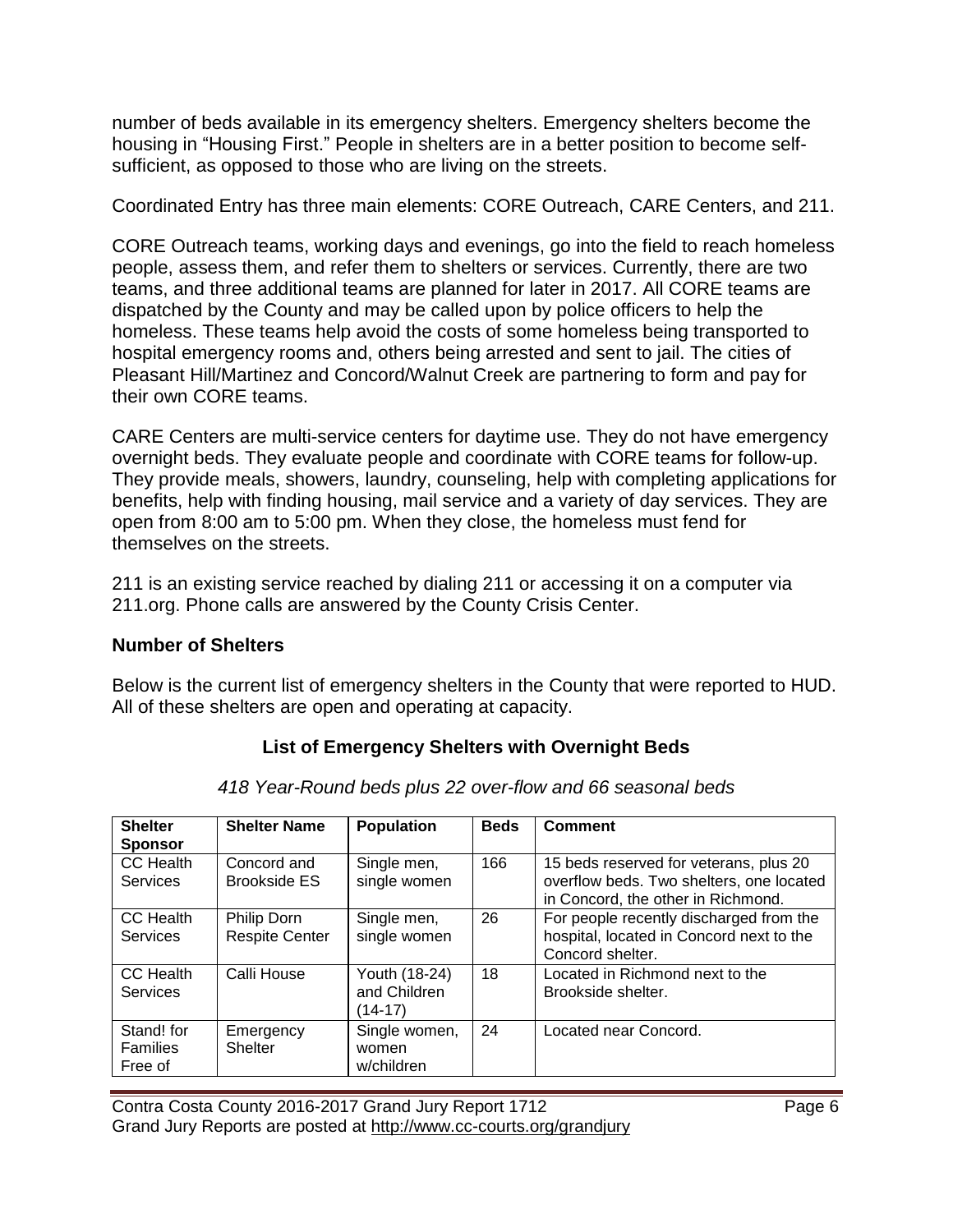number of beds available in its emergency shelters. Emergency shelters become the housing in "Housing First." People in shelters are in a better position to become self-sufficient, as opposed to those who are living on the streets.

Coordinated Entry has three main elements: CORE Outreach, CARE Centers, and 211.

CORE Outreach teams, working days and evenings, go into the field to reach homeless people, assess them, and refer them to shelters or services. Currently, there are two teams, and three additional teams are planned for later in 2017. All CORE teams are dispatched by the County and may be called upon by police officers to help the homeless. These teams help avoid the costs of some homeless being transported to hospital emergency rooms and, others being arrested and sent to jail. The cities of Pleasant Hill/Martinez and Concord/Walnut Creek are partnering to form and pay for their own CORE teams.

CARE Centers are multi-service centers for daytime use. They do not have emergency overnight beds. They evaluate people and coordinate with CORE teams for follow-up. They provide meals, showers, laundry, counseling, help with completing applications for benefits, help with finding housing, mail service and a variety of day services. They are open from 8:00 am to 5:00 pm. When they close, the homeless must fend for themselves on the streets.

211 is an existing service reached by dialing 211 or accessing it on a computer via 211.org. Phone calls are answered by the County Crisis Center.

### Number of Shelters

Below is the current list of emergency shelters in the County that were reported to HUD. All of these shelters are open and operating at capacity.

#### List of Emergency Shelters with Overnight Beds

*418 Year-Round beds plus 22 over-flow and 66 seasonal beds*

| Shelter Sponsor | Shelter Name | Population | Beds | Comment |
|---|---|---|---|---|
| CC Health Services | Concord and Brookside ES | Single men, single women | 166 | 15 beds reserved for veterans, plus 20 overflow beds. Two shelters, one located in Concord, the other in Richmond. |
| CC Health Services | Philip Dorn Respite Center | Single men, single women | 26 | For people recently discharged from the hospital, located in Concord next to the Concord shelter. |
| CC Health Services | Calli House | Youth (18-24) and Children (14-17) | 18 | Located in Richmond next to the Brookside shelter. |
| Stand! for Families Free of | Emergency Shelter | Single women, women w/children | 24 | Located near Concord. |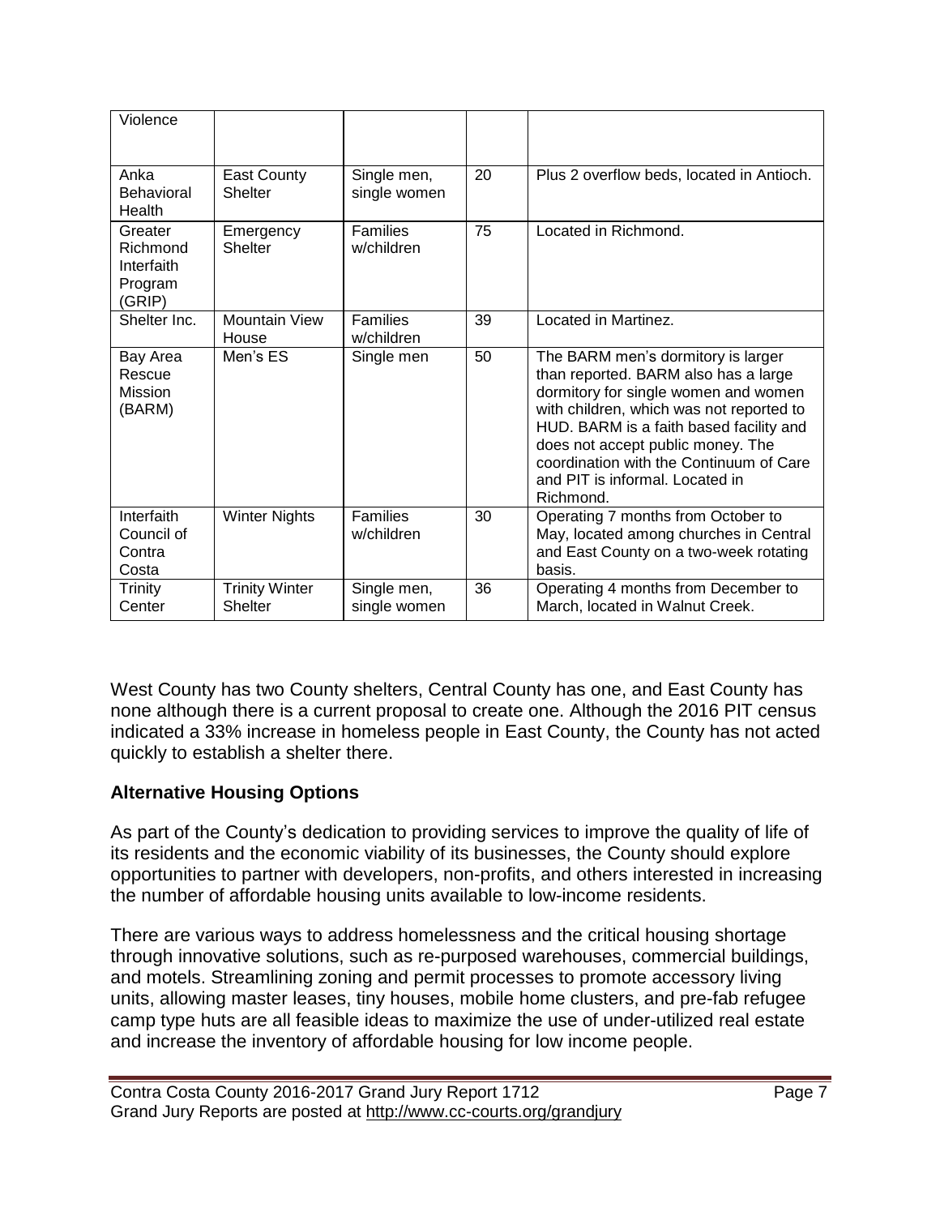| | | | | |
|---|---|---|---|---|
| Violence | | | | |
| Anka Behavioral Health | East County Shelter | Single men, single women | 20 | Plus 2 overflow beds, located in Antioch. |
| Greater Richmond Interfaith Program (GRIP) | Emergency Shelter | Families w/children | 75 | Located in Richmond. |
| Shelter Inc. | Mountain View House | Families w/children | 39 | Located in Martinez. |
| Bay Area Rescue Mission (BARM) | Men's ES | Single men | 50 | The BARM men's dormitory is larger than reported. BARM also has a large dormitory for single women and women with children, which was not reported to HUD. BARM is a faith based facility and does not accept public money. The coordination with the Continuum of Care and PIT is informal. Located in Richmond. |
| Interfaith Council of Contra Costa | Winter Nights | Families w/children | 30 | Operating 7 months from October to May, located among churches in Central and East County on a two-week rotating basis. |
| Trinity Center | Trinity Winter Shelter | Single men, single women | 36 | Operating 4 months from December to March, located in Walnut Creek. |

West County has two County shelters, Central County has one, and East County has none although there is a current proposal to create one. Although the 2016 PIT census indicated a 33% increase in homeless people in East County, the County has not acted quickly to establish a shelter there.

**Alternative Housing Options**

As part of the County's dedication to providing services to improve the quality of life of its residents and the economic viability of its businesses, the County should explore opportunities to partner with developers, non-profits, and others interested in increasing the number of affordable housing units available to low-income residents.

There are various ways to address homelessness and the critical housing shortage through innovative solutions, such as re-purposed warehouses, commercial buildings, and motels. Streamlining zoning and permit processes to promote accessory living units, allowing master leases, tiny houses, mobile home clusters, and pre-fab refugee camp type huts are all feasible ideas to maximize the use of under-utilized real estate and increase the inventory of affordable housing for low income people.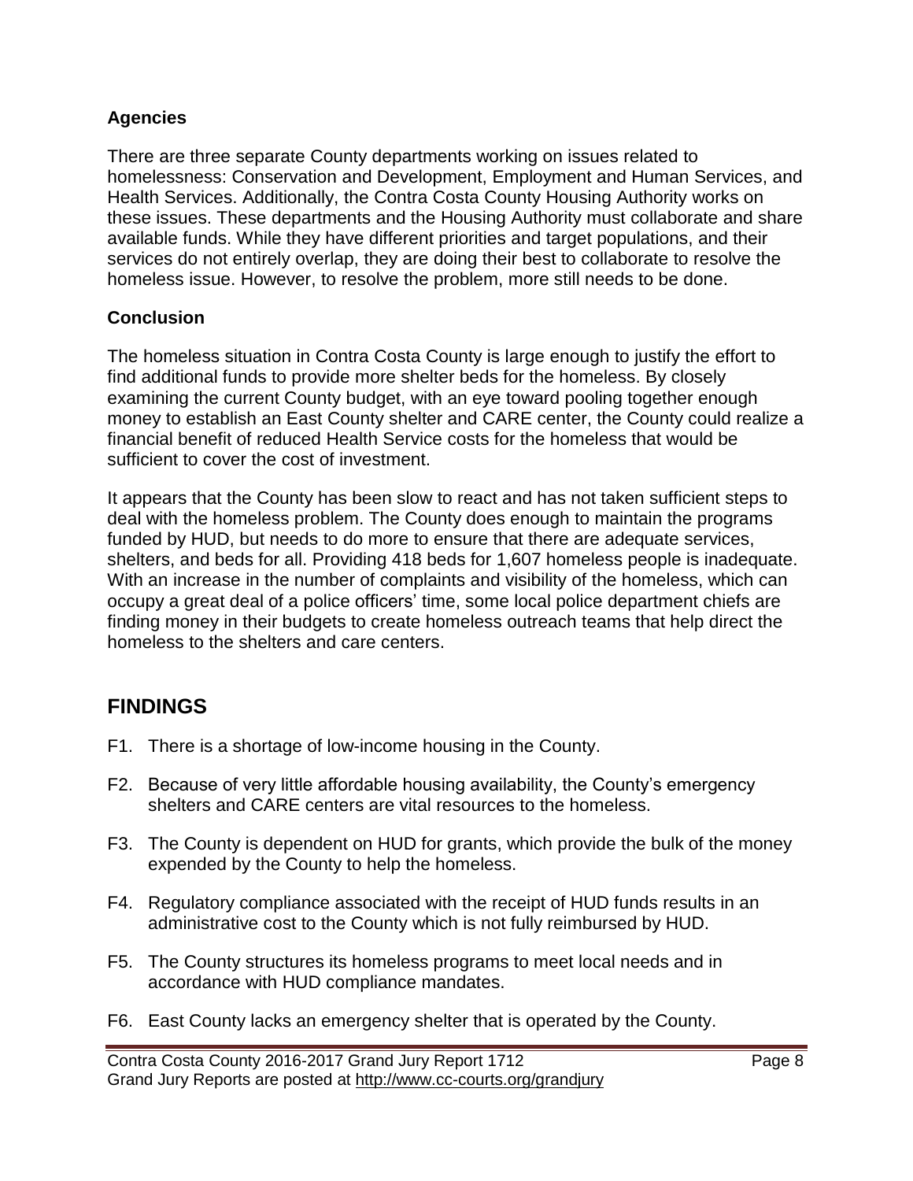### Agencies

There are three separate County departments working on issues related to homelessness: Conservation and Development, Employment and Human Services, and Health Services. Additionally, the Contra Costa County Housing Authority works on these issues. These departments and the Housing Authority must collaborate and share available funds. While they have different priorities and target populations, and their services do not entirely overlap, they are doing their best to collaborate to resolve the homeless issue. However, to resolve the problem, more still needs to be done.

### Conclusion

The homeless situation in Contra Costa County is large enough to justify the effort to find additional funds to provide more shelter beds for the homeless. By closely examining the current County budget, with an eye toward pooling together enough money to establish an East County shelter and CARE center, the County could realize a financial benefit of reduced Health Service costs for the homeless that would be sufficient to cover the cost of investment.

It appears that the County has been slow to react and has not taken sufficient steps to deal with the homeless problem. The County does enough to maintain the programs funded by HUD, but needs to do more to ensure that there are adequate services, shelters, and beds for all. Providing 418 beds for 1,607 homeless people is inadequate. With an increase in the number of complaints and visibility of the homeless, which can occupy a great deal of a police officers' time, some local police department chiefs are finding money in their budgets to create homeless outreach teams that help direct the homeless to the shelters and care centers.

## FINDINGS

F1. There is a shortage of low-income housing in the County.

F2. Because of very little affordable housing availability, the County's emergency shelters and CARE centers are vital resources to the homeless.

F3. The County is dependent on HUD for grants, which provide the bulk of the money expended by the County to help the homeless.

F4. Regulatory compliance associated with the receipt of HUD funds results in an administrative cost to the County which is not fully reimbursed by HUD.

F5. The County structures its homeless programs to meet local needs and in accordance with HUD compliance mandates.

F6. East County lacks an emergency shelter that is operated by the County.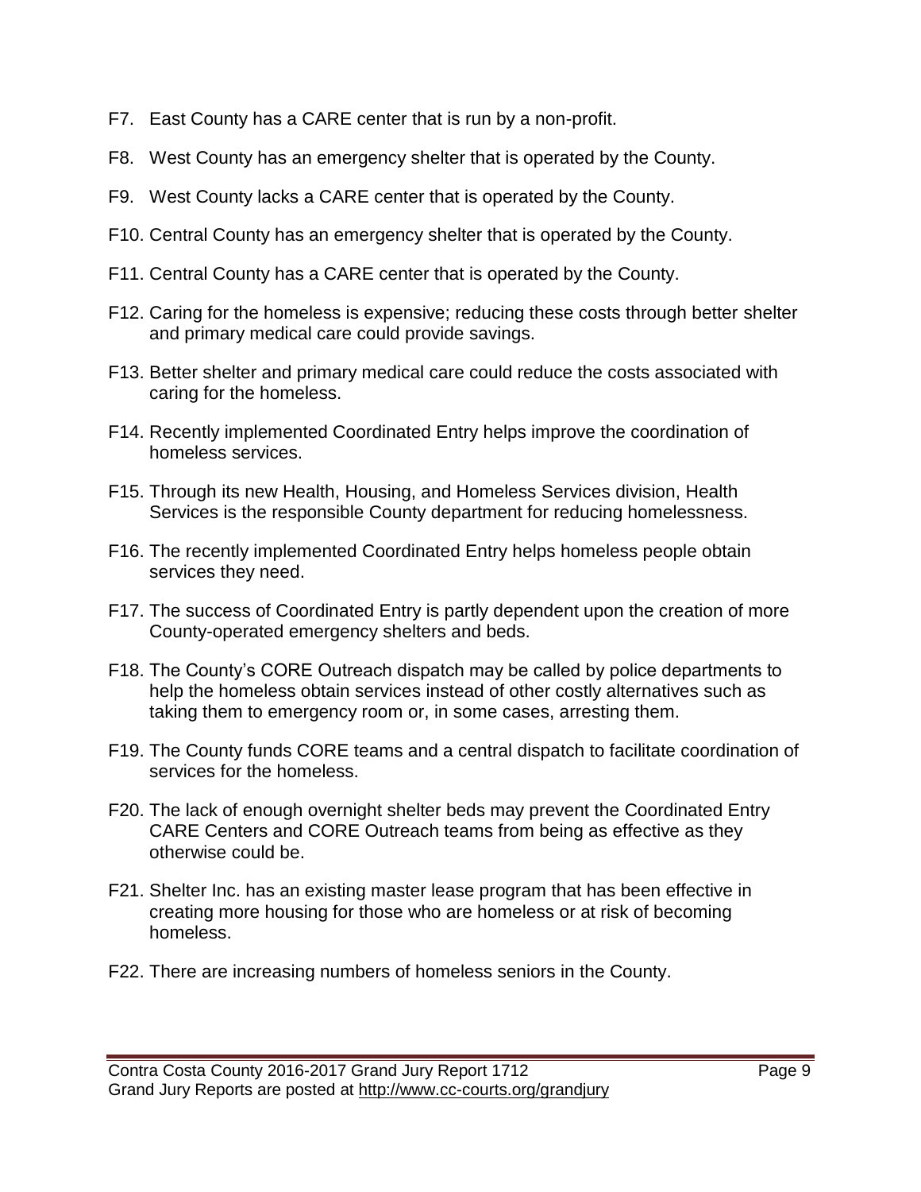F7. East County has a CARE center that is run by a non-profit.

F8. West County has an emergency shelter that is operated by the County.

F9. West County lacks a CARE center that is operated by the County.

F10. Central County has an emergency shelter that is operated by the County.

F11. Central County has a CARE center that is operated by the County.

F12. Caring for the homeless is expensive; reducing these costs through better shelter and primary medical care could provide savings.

F13. Better shelter and primary medical care could reduce the costs associated with caring for the homeless.

F14. Recently implemented Coordinated Entry helps improve the coordination of homeless services.

F15. Through its new Health, Housing, and Homeless Services division, Health Services is the responsible County department for reducing homelessness.

F16. The recently implemented Coordinated Entry helps homeless people obtain services they need.

F17. The success of Coordinated Entry is partly dependent upon the creation of more County-operated emergency shelters and beds.

F18. The County's CORE Outreach dispatch may be called by police departments to help the homeless obtain services instead of other costly alternatives such as taking them to emergency room or, in some cases, arresting them.

F19. The County funds CORE teams and a central dispatch to facilitate coordination of services for the homeless.

F20. The lack of enough overnight shelter beds may prevent the Coordinated Entry CARE Centers and CORE Outreach teams from being as effective as they otherwise could be.

F21. Shelter Inc. has an existing master lease program that has been effective in creating more housing for those who are homeless or at risk of becoming homeless.

F22. There are increasing numbers of homeless seniors in the County.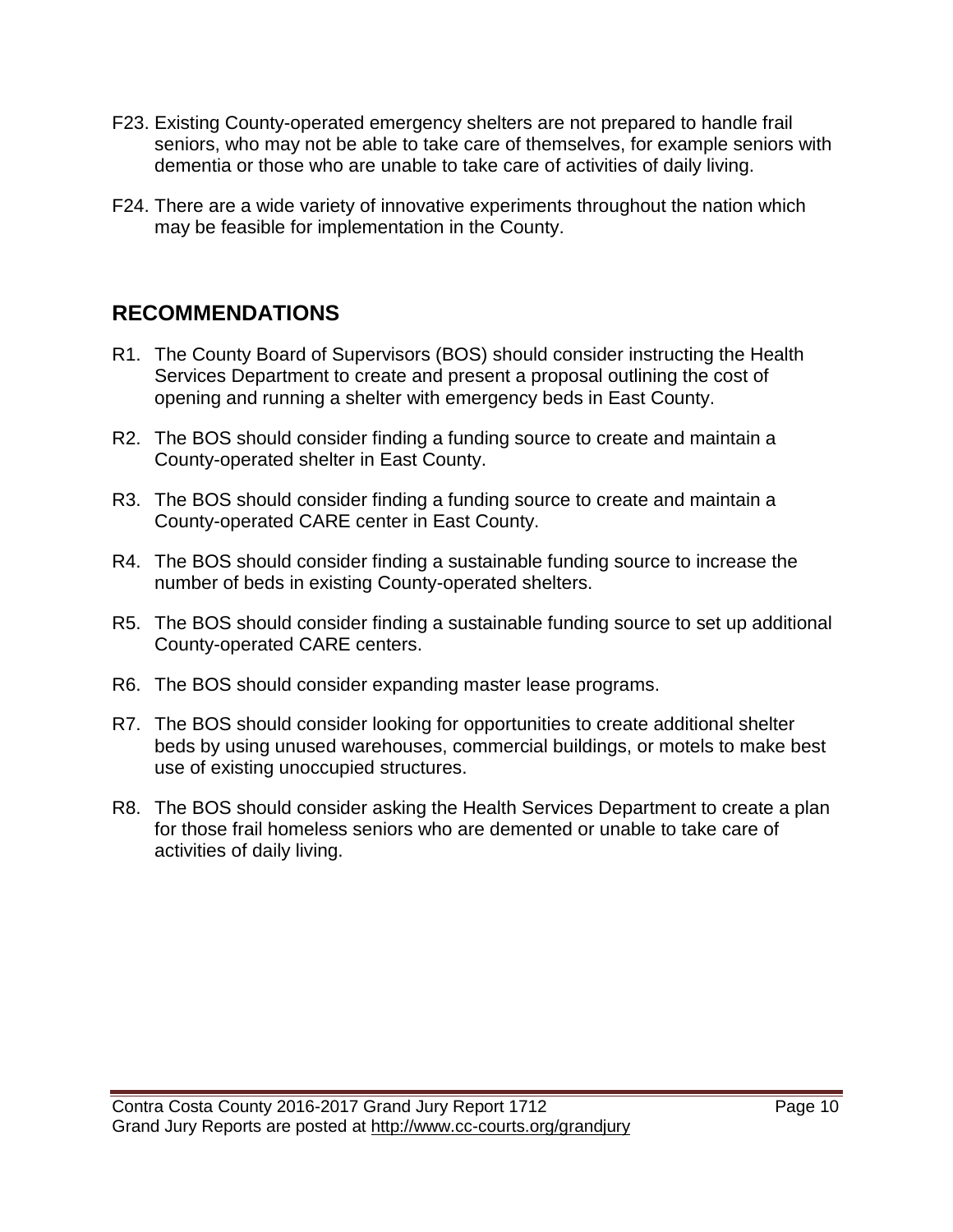F23. Existing County-operated emergency shelters are not prepared to handle frail seniors, who may not be able to take care of themselves, for example seniors with dementia or those who are unable to take care of activities of daily living.

F24. There are a wide variety of innovative experiments throughout the nation which may be feasible for implementation in the County.

## RECOMMENDATIONS

R1. The County Board of Supervisors (BOS) should consider instructing the Health Services Department to create and present a proposal outlining the cost of opening and running a shelter with emergency beds in East County.

R2. The BOS should consider finding a funding source to create and maintain a County-operated shelter in East County.

R3. The BOS should consider finding a funding source to create and maintain a County-operated CARE center in East County.

R4. The BOS should consider finding a sustainable funding source to increase the number of beds in existing County-operated shelters.

R5. The BOS should consider finding a sustainable funding source to set up additional County-operated CARE centers.

R6. The BOS should consider expanding master lease programs.

R7. The BOS should consider looking for opportunities to create additional shelter beds by using unused warehouses, commercial buildings, or motels to make best use of existing unoccupied structures.

R8. The BOS should consider asking the Health Services Department to create a plan for those frail homeless seniors who are demented or unable to take care of activities of daily living.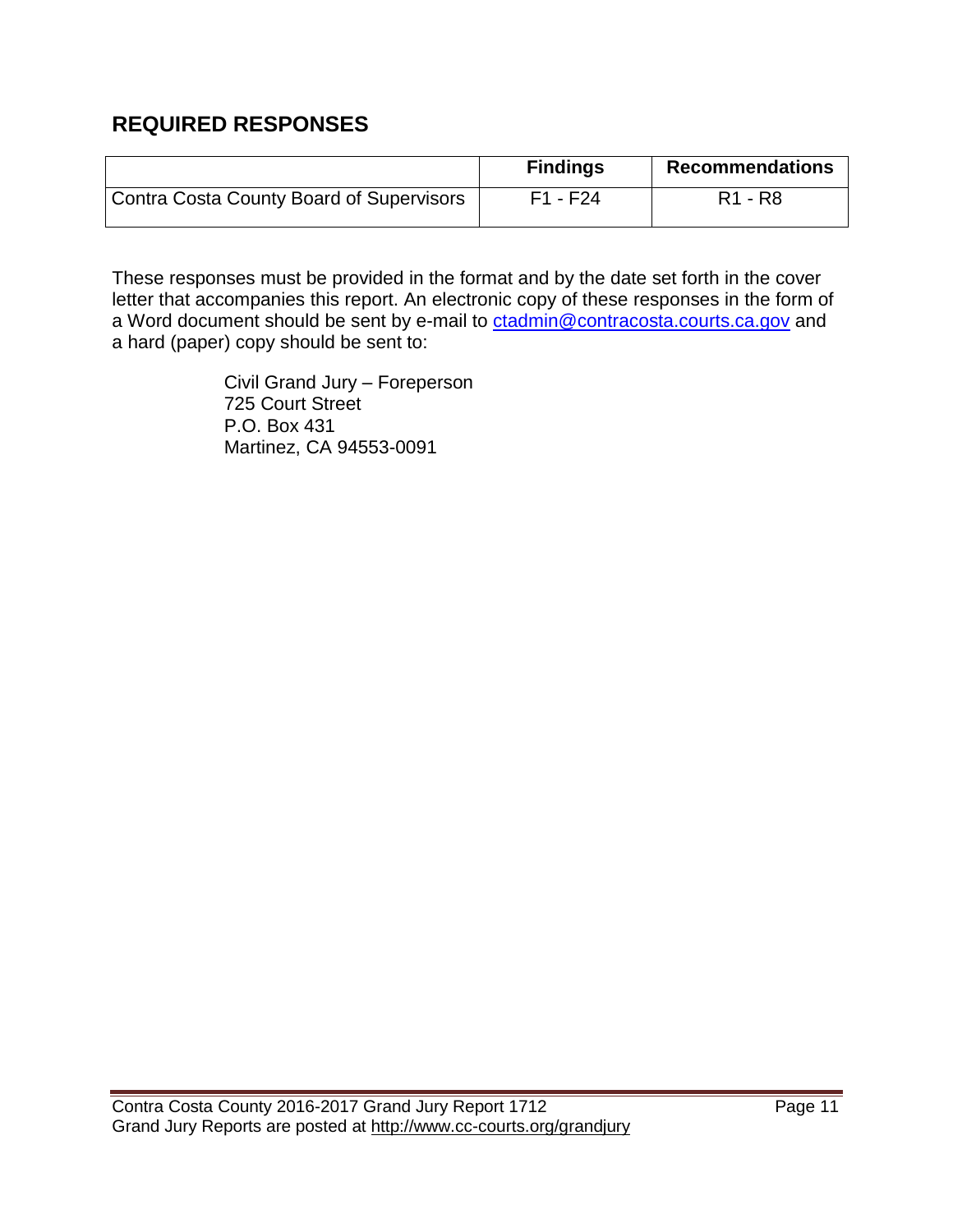## REQUIRED RESPONSES

| | Findings | Recommendations |
|---|---|---|
| Contra Costa County Board of Supervisors | F1 - F24 | R1 - R8 |

These responses must be provided in the format and by the date set forth in the cover letter that accompanies this report. An electronic copy of these responses in the form of a Word document should be sent by e-mail to ctadmin@contracosta.courts.ca.gov and a hard (paper) copy should be sent to:

Civil Grand Jury – Foreperson
725 Court Street
P.O. Box 431
Martinez, CA 94553-0091